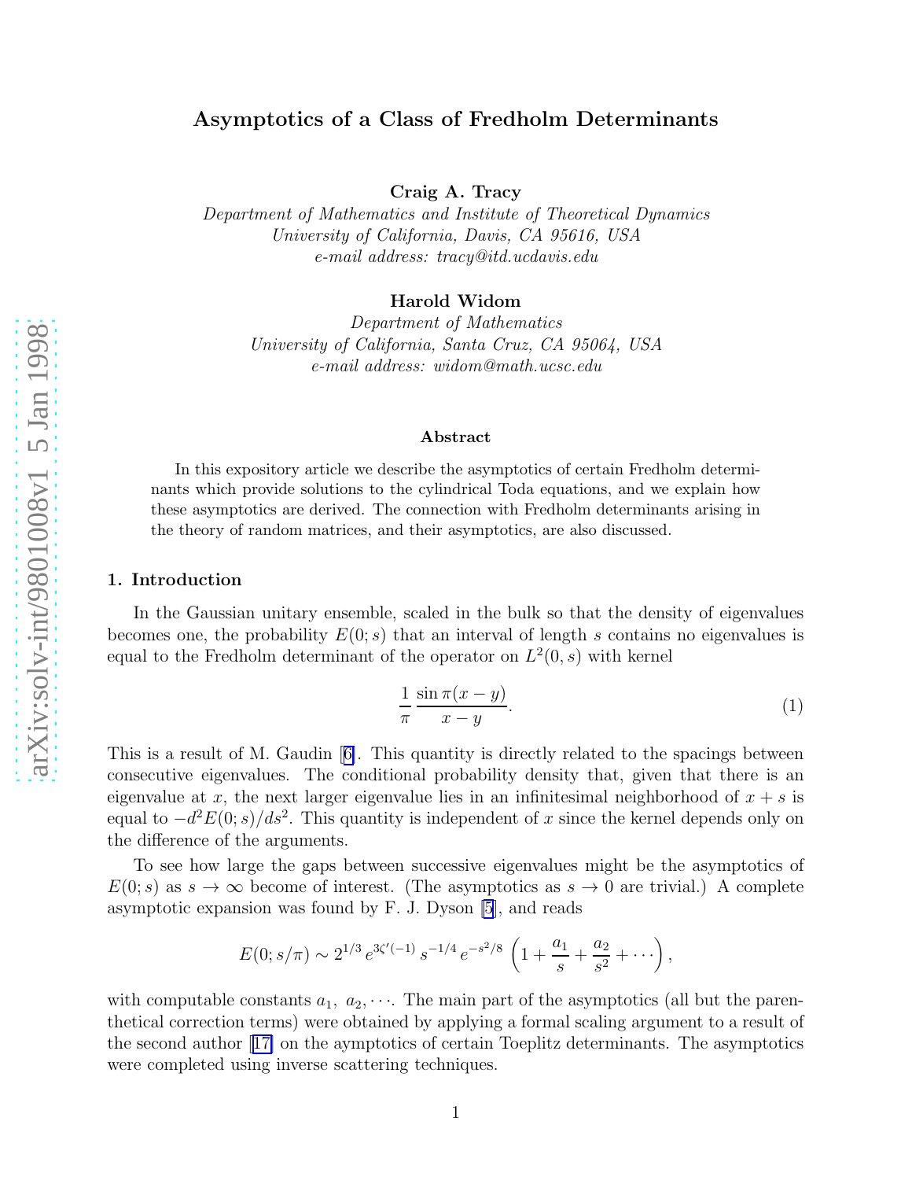# Asymptotics of a Class of Fredholm Determinants

**Craig A. Tracy**
*Department of Mathematics and Institute of Theoretical Dynamics*
*University of California, Davis, CA 95616, USA*
*e-mail address: tracy@itd.ucdavis.edu*

**Harold Widom**
*Department of Mathematics*
*University of California, Santa Cruz, CA 95064, USA*
*e-mail address: widom@math.ucsc.edu*

### Abstract

In this expository article we describe the asymptotics of certain Fredholm determinants which provide solutions to the cylindrical Toda equations, and we explain how these asymptotics are derived. The connection with Fredholm determinants arising in the theory of random matrices, and their asymptotics, are also discussed.

## 1. Introduction

In the Gaussian unitary ensemble, scaled in the bulk so that the density of eigenvalues becomes one, the probability $E(0;s)$ that an interval of length $s$ contains no eigenvalues is equal to the Fredholm determinant of the operator on $L^2(0,s)$ with kernel

$$\frac{1}{\pi}\,\frac{\sin\pi(x-y)}{x-y}. \tag{1}$$

This is a result of M. Gaudin [6]. This quantity is directly related to the spacings between consecutive eigenvalues. The conditional probability density that, given that there is an eigenvalue at $x$, the next larger eigenvalue lies in an infinitesimal neighborhood of $x+s$ is equal to $-d^2E(0;s)/ds^2$. This quantity is independent of $x$ since the kernel depends only on the difference of the arguments.

To see how large the gaps between successive eigenvalues might be the asymptotics of $E(0;s)$ as $s\to\infty$ become of interest. (The asymptotics as $s\to 0$ are trivial.) A complete asymptotic expansion was found by F. J. Dyson [5], and reads

$$E(0;s/\pi) \sim 2^{1/3}\, e^{3\zeta'(-1)}\, s^{-1/4}\, e^{-s^2/8}\, \left(1+\frac{a_1}{s}+\frac{a_2}{s^2}+\cdots\right),$$

with computable constants $a_1,\ a_2,\cdots$. The main part of the asymptotics (all but the parenthetical correction terms) were obtained by applying a formal scaling argument to a result of the second author [17] on the aymptotics of certain Toeplitz determinants. The asymptotics were completed using inverse scattering techniques.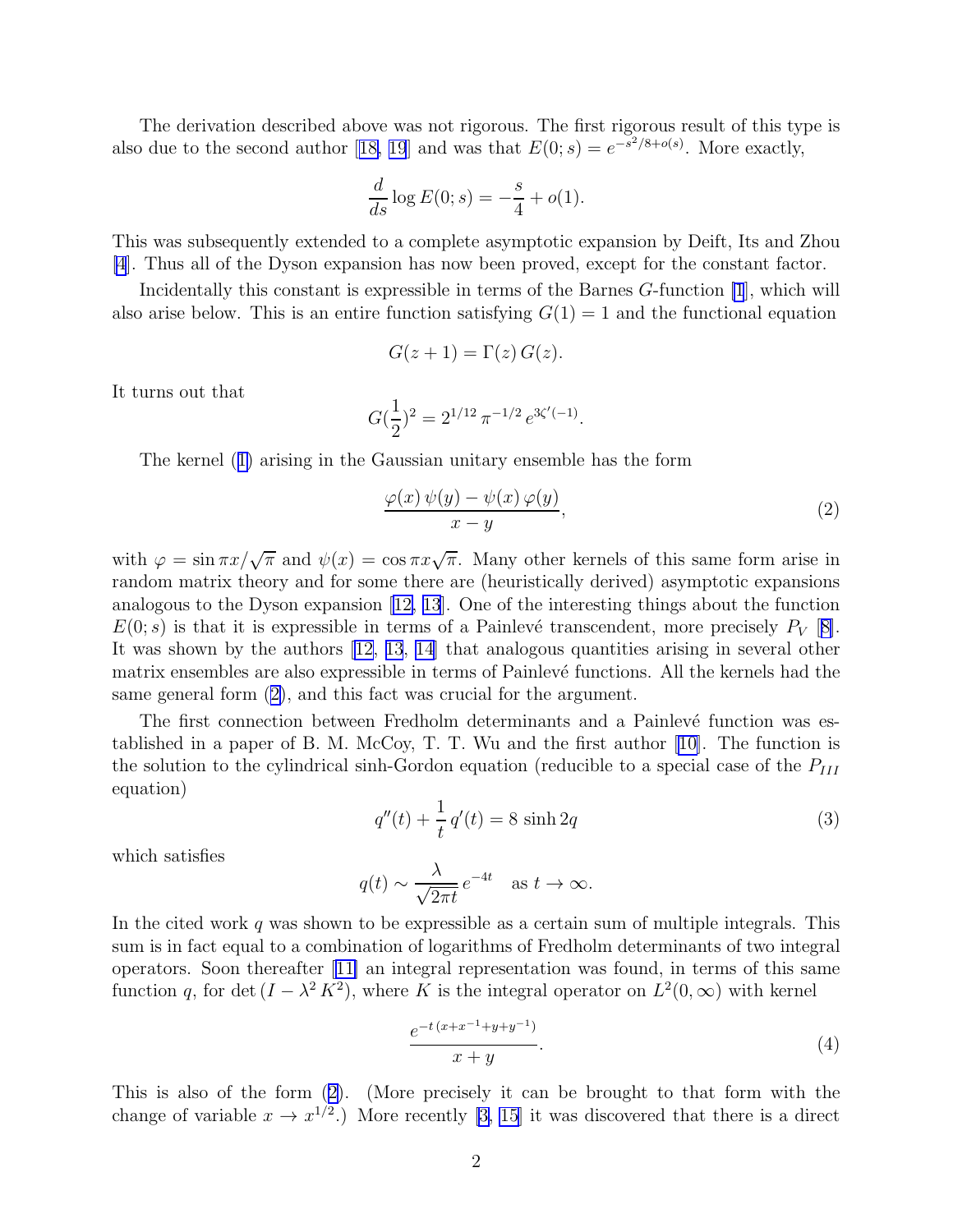The derivation described above was not rigorous. The first rigorous result of this type is also due to the second author [18, 19] and was that $E(0;s) = e^{-s^2/8+o(s)}$. More exactly,

$$\frac{d}{ds}\log E(0;s) = -\frac{s}{4} + o(1).$$

This was subsequently extended to a complete asymptotic expansion by Deift, Its and Zhou [4]. Thus all of the Dyson expansion has now been proved, except for the constant factor.

Incidentally this constant is expressible in terms of the Barnes $G$-function [1], which will also arise below. This is an entire function satisfying $G(1) = 1$ and the functional equation

$$G(z+1) = \Gamma(z)\, G(z).$$

It turns out that

$$G(\frac{1}{2})^2 = 2^{1/12}\,\pi^{-1/2}\,e^{3\zeta'(-1)}.$$

The kernel (1) arising in the Gaussian unitary ensemble has the form

$$\frac{\varphi(x)\,\psi(y) - \psi(x)\,\varphi(y)}{x-y}, \tag{2}$$

with $\varphi = \sin \pi x/\sqrt{\pi}$ and $\psi(x) = \cos \pi x\sqrt{\pi}$. Many other kernels of this same form arise in random matrix theory and for some there are (heuristically derived) asymptotic expansions analogous to the Dyson expansion [12, 13]. One of the interesting things about the function $E(0;s)$ is that it is expressible in terms of a Painlevé transcendent, more precisely $P_V$ [8]. It was shown by the authors [12, 13, 14] that analogous quantities arising in several other matrix ensembles are also expressible in terms of Painlevé functions. All the kernels had the same general form (2), and this fact was crucial for the argument.

The first connection between Fredholm determinants and a Painlevé function was established in a paper of B. M. McCoy, T. T. Wu and the first author [10]. The function is the solution to the cylindrical sinh-Gordon equation (reducible to a special case of the $P_{III}$ equation)

$$q''(t) + \frac{1}{t}\,q'(t) = 8\,\sinh 2q \tag{3}$$

which satisfies

$$q(t) \sim \frac{\lambda}{\sqrt{2\pi t}}\,e^{-4t} \quad \text{as } t \to \infty.$$

In the cited work $q$ was shown to be expressible as a certain sum of multiple integrals. This sum is in fact equal to a combination of logarithms of Fredholm determinants of two integral operators. Soon thereafter [11] an integral representation was found, in terms of this same function $q$, for $\det(I - \lambda^2 K^2)$, where $K$ is the integral operator on $L^2(0,\infty)$ with kernel

$$\frac{e^{-t\,(x+x^{-1}+y+y^{-1})}}{x+y}. \tag{4}$$

This is also of the form (2). (More precisely it can be brought to that form with the change of variable $x \to x^{1/2}$.) More recently [3, 15] it was discovered that there is a direct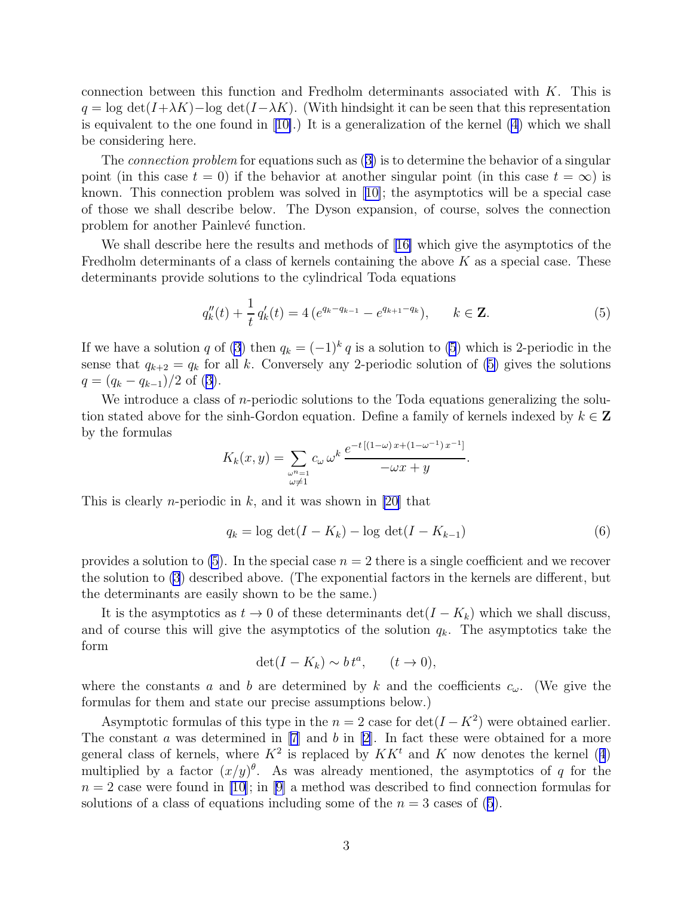connection between this function and Fredholm determinants associated with $K$. This is $q = \log\,\det(I+\lambda K) - \log\,\det(I-\lambda K)$. (With hindsight it can be seen that this representation is equivalent to the one found in [10].) It is a generalization of the kernel (4) which we shall be considering here.

The *connection problem* for equations such as (3) is to determine the behavior of a singular point (in this case $t = 0$) if the behavior at another singular point (in this case $t = \infty$) is known. This connection problem was solved in [10]; the asymptotics will be a special case of those we shall describe below. The Dyson expansion, of course, solves the connection problem for another Painlevé function.

We shall describe here the results and methods of [16] which give the asymptotics of the Fredholm determinants of a class of kernels containing the above $K$ as a special case. These determinants provide solutions to the cylindrical Toda equations

$$q_k''(t) + \frac{1}{t}\,q_k'(t) = 4\,(e^{q_k - q_{k-1}} - e^{q_{k+1}-q_k}), \qquad k \in \mathbf{Z}. \tag{5}$$

If we have a solution $q$ of (3) then $q_k = (-1)^k\,q$ is a solution to (5) which is 2-periodic in the sense that $q_{k+2} = q_k$ for all $k$. Conversely any 2-periodic solution of (5) gives the solutions $q = (q_k - q_{k-1})/2$ of (3).

We introduce a class of $n$-periodic solutions to the Toda equations generalizing the solution stated above for the sinh-Gordon equation. Define a family of kernels indexed by $k \in \mathbf{Z}$ by the formulas

$$K_k(x,y) = \sum_{\substack{\omega^n=1\\ \omega\neq 1}} c_\omega\,\omega^k\,\frac{e^{-t\,[(1-\omega)\,x+(1-\omega^{-1})\,x^{-1}]}}{-\omega x + y}.$$

This is clearly $n$-periodic in $k$, and it was shown in [20] that

$$q_k = \log\,\det(I - K_k) - \log\,\det(I - K_{k-1}) \tag{6}$$

provides a solution to (5). In the special case $n = 2$ there is a single coefficient and we recover the solution to (3) described above. (The exponential factors in the kernels are different, but the determinants are easily shown to be the same.)

It is the asymptotics as $t \to 0$ of these determinants $\det(I - K_k)$ which we shall discuss, and of course this will give the asymptotics of the solution $q_k$. The asymptotics take the form

$$\det(I - K_k) \sim b\,t^a, \qquad (t \to 0),$$

where the constants $a$ and $b$ are determined by $k$ and the coefficients $c_\omega$. (We give the formulas for them and state our precise assumptions below.)

Asymptotic formulas of this type in the $n = 2$ case for $\det(I - K^2)$ were obtained earlier. The constant $a$ was determined in [7] and $b$ in [2]. In fact these were obtained for a more general class of kernels, where $K^2$ is replaced by $KK^t$ and $K$ now denotes the kernel (4) multiplied by a factor $(x/y)^\theta$. As was already mentioned, the asymptotics of $q$ for the $n = 2$ case were found in [10]; in [9] a method was described to find connection formulas for solutions of a class of equations including some of the $n = 3$ cases of (5).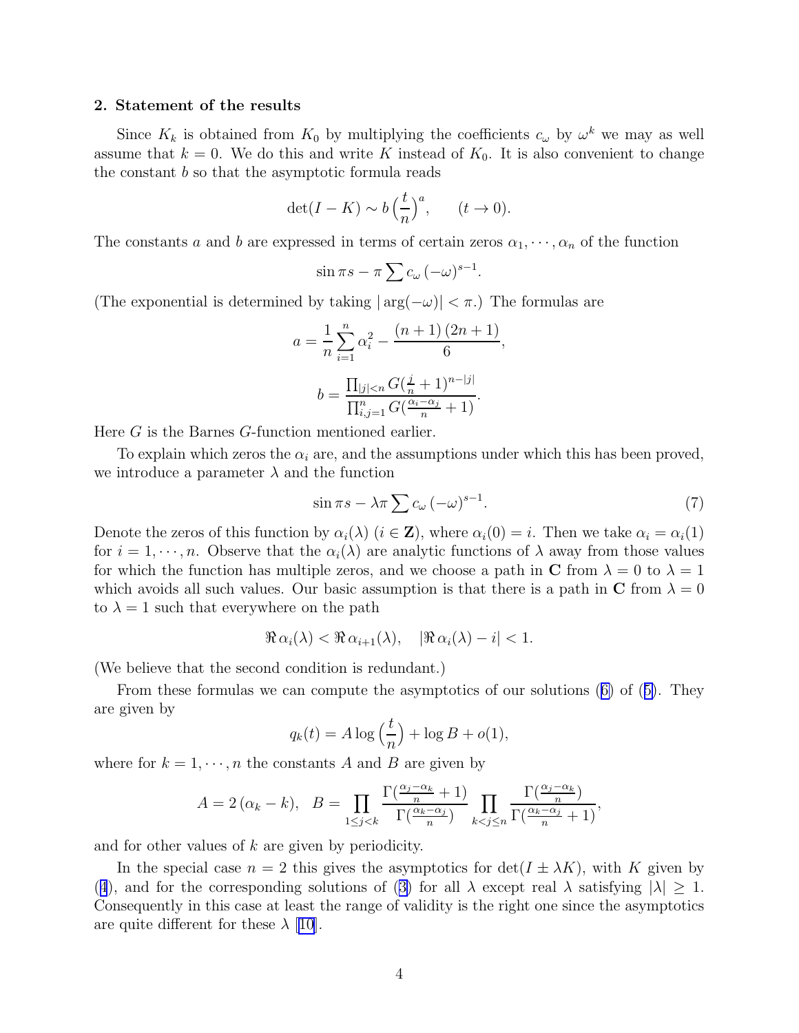**2. Statement of the results**

Since $K_k$ is obtained from $K_0$ by multiplying the coefficients $c_\omega$ by $\omega^k$ we may as well assume that $k = 0$. We do this and write $K$ instead of $K_0$. It is also convenient to change the constant $b$ so that the asymptotic formula reads

$$\det(I - K) \sim b\left(\frac{t}{n}\right)^a, \qquad (t \to 0).$$

The constants $a$ and $b$ are expressed in terms of certain zeros $\alpha_1, \cdots, \alpha_n$ of the function

$$\sin \pi s - \pi \sum c_\omega \, (-\omega)^{s-1}.$$

(The exponential is determined by taking $|\arg(-\omega)| < \pi$.) The formulas are

$$a = \frac{1}{n}\sum_{i=1}^{n} \alpha_i^2 - \frac{(n+1)\,(2n+1)}{6},$$

$$b = \frac{\prod_{|j|<n} G(\frac{j}{n}+1)^{n-|j|}}{\prod_{i,j=1}^{n} G(\frac{\alpha_i - \alpha_j}{n}+1)}.$$

Here $G$ is the Barnes $G$-function mentioned earlier.

To explain which zeros the $\alpha_i$ are, and the assumptions under which this has been proved, we introduce a parameter $\lambda$ and the function

$$\sin \pi s - \lambda \pi \sum c_\omega \, (-\omega)^{s-1}. \tag{7}$$

Denote the zeros of this function by $\alpha_i(\lambda)$ ($i \in \mathbf{Z}$), where $\alpha_i(0) = i$. Then we take $\alpha_i = \alpha_i(1)$ for $i = 1, \cdots, n$. Observe that the $\alpha_i(\lambda)$ are analytic functions of $\lambda$ away from those values for which the function has multiple zeros, and we choose a path in $\mathbf{C}$ from $\lambda = 0$ to $\lambda = 1$ which avoids all such values. Our basic assumption is that there is a path in $\mathbf{C}$ from $\lambda = 0$ to $\lambda = 1$ such that everywhere on the path

$$\Re\, \alpha_i(\lambda) < \Re\, \alpha_{i+1}(\lambda), \quad |\Re\, \alpha_i(\lambda) - i| < 1.$$

(We believe that the second condition is redundant.)

From these formulas we can compute the asymptotics of our solutions (6) of (5). They are given by

$$q_k(t) = A \log\left(\frac{t}{n}\right) + \log B + o(1),$$

where for $k = 1, \cdots, n$ the constants $A$ and $B$ are given by

$$A = 2\,(\alpha_k - k), \quad B = \prod_{1 \le j < k} \frac{\Gamma(\frac{\alpha_j - \alpha_k}{n}+1)}{\Gamma(\frac{\alpha_k - \alpha_j}{n})} \prod_{k < j \le n} \frac{\Gamma(\frac{\alpha_j - \alpha_k}{n})}{\Gamma(\frac{\alpha_k - \alpha_j}{n}+1)},$$

and for other values of $k$ are given by periodicity.

In the special case $n = 2$ this gives the asymptotics for $\det(I \pm \lambda K)$, with $K$ given by (4), and for the corresponding solutions of (3) for all $\lambda$ except real $\lambda$ satisfying $|\lambda| \ge 1$. Consequently in this case at least the range of validity is the right one since the asymptotics are quite different for these $\lambda$ [10].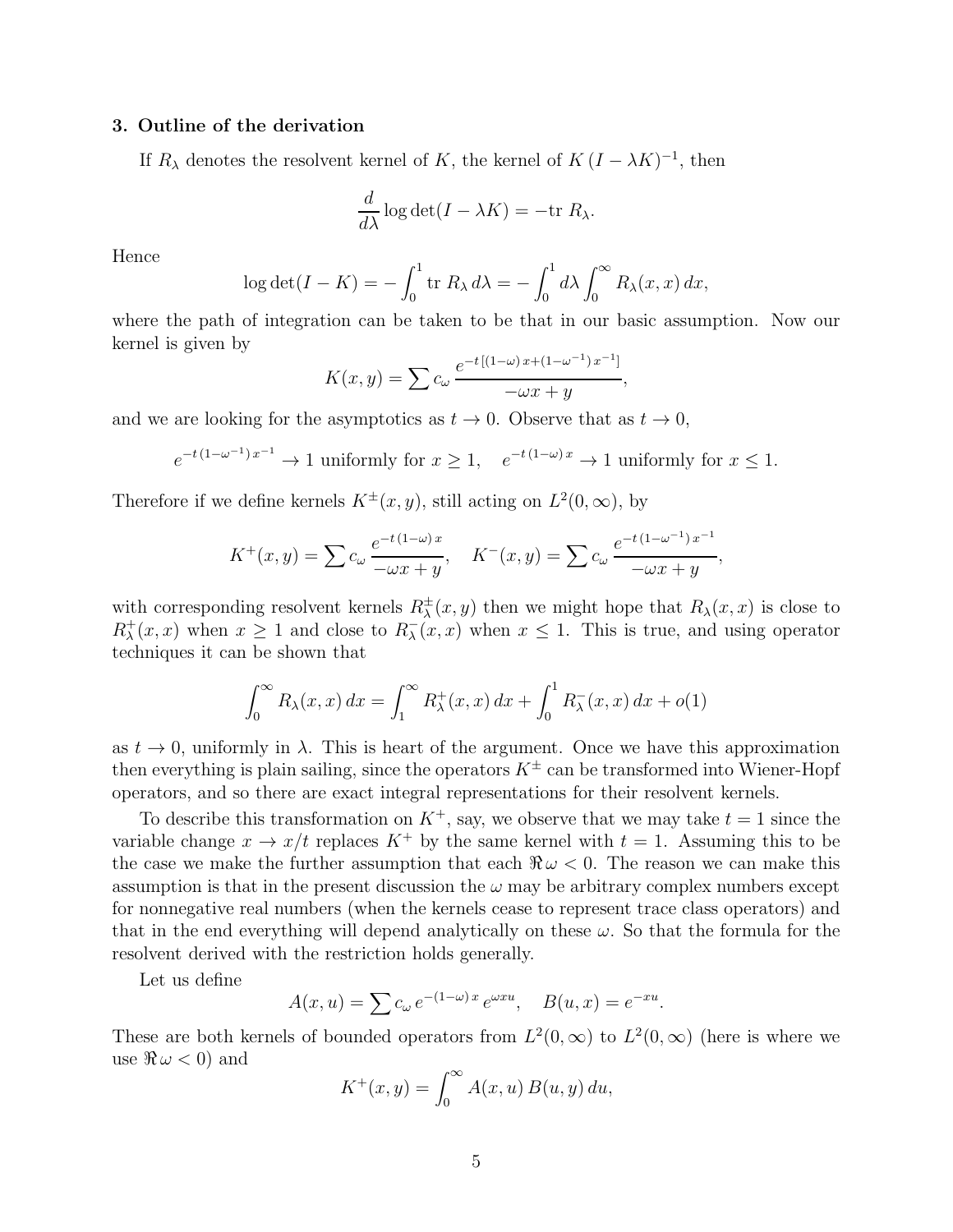### 3. Outline of the derivation

If $R_\lambda$ denotes the resolvent kernel of $K$, the kernel of $K\,(I-\lambda K)^{-1}$, then

$$\frac{d}{d\lambda}\log\det(I-\lambda K) = -\text{tr}\;R_\lambda.$$

Hence

$$\log\det(I-K) = -\int_0^1 \text{tr}\;R_\lambda\,d\lambda = -\int_0^1 d\lambda\int_0^\infty R_\lambda(x,x)\,dx,$$

where the path of integration can be taken to be that in our basic assumption. Now our kernel is given by

$$K(x,y) = \sum c_\omega\,\frac{e^{-t\,[(1-\omega)\,x+(1-\omega^{-1})\,x^{-1}]}}{-\omega x+y},$$

and we are looking for the asymptotics as $t\to 0$. Observe that as $t\to 0$,

$$e^{-t\,(1-\omega^{-1})\,x^{-1}} \to 1 \text{ uniformly for } x\ge 1, \quad e^{-t\,(1-\omega)\,x}\to 1 \text{ uniformly for } x\le 1.$$

Therefore if we define kernels $K^\pm(x,y)$, still acting on $L^2(0,\infty)$, by

$$K^+(x,y) = \sum c_\omega\,\frac{e^{-t\,(1-\omega)\,x}}{-\omega x+y},\quad K^-(x,y) = \sum c_\omega\,\frac{e^{-t\,(1-\omega^{-1})\,x^{-1}}}{-\omega x+y},$$

with corresponding resolvent kernels $R^\pm_\lambda(x,y)$ then we might hope that $R_\lambda(x,x)$ is close to $R^+_\lambda(x,x)$ when $x\ge 1$ and close to $R^-_\lambda(x,x)$ when $x\le 1$. This is true, and using operator techniques it can be shown that

$$\int_0^\infty R_\lambda(x,x)\,dx = \int_1^\infty R^+_\lambda(x,x)\,dx + \int_0^1 R^-_\lambda(x,x)\,dx + o(1)$$

as $t\to 0$, uniformly in $\lambda$. This is heart of the argument. Once we have this approximation then everything is plain sailing, since the operators $K^\pm$ can be transformed into Wiener-Hopf operators, and so there are exact integral representations for their resolvent kernels.

To describe this transformation on $K^+$, say, we observe that we may take $t=1$ since the variable change $x\to x/t$ replaces $K^+$ by the same kernel with $t=1$. Assuming this to be the case we make the further assumption that each $\Re\,\omega<0$. The reason we can make this assumption is that in the present discussion the $\omega$ may be arbitrary complex numbers except for nonnegative real numbers (when the kernels cease to represent trace class operators) and that in the end everything will depend analytically on these $\omega$. So that the formula for the resolvent derived with the restriction holds generally.

Let us define

$$A(x,u) = \sum c_\omega\,e^{-(1-\omega)\,x}\,e^{\omega x u},\quad B(u,x) = e^{-xu}.$$

These are both kernels of bounded operators from $L^2(0,\infty)$ to $L^2(0,\infty)$ (here is where we use $\Re\,\omega<0$) and

$$K^+(x,y) = \int_0^\infty A(x,u)\,B(u,y)\,du,$$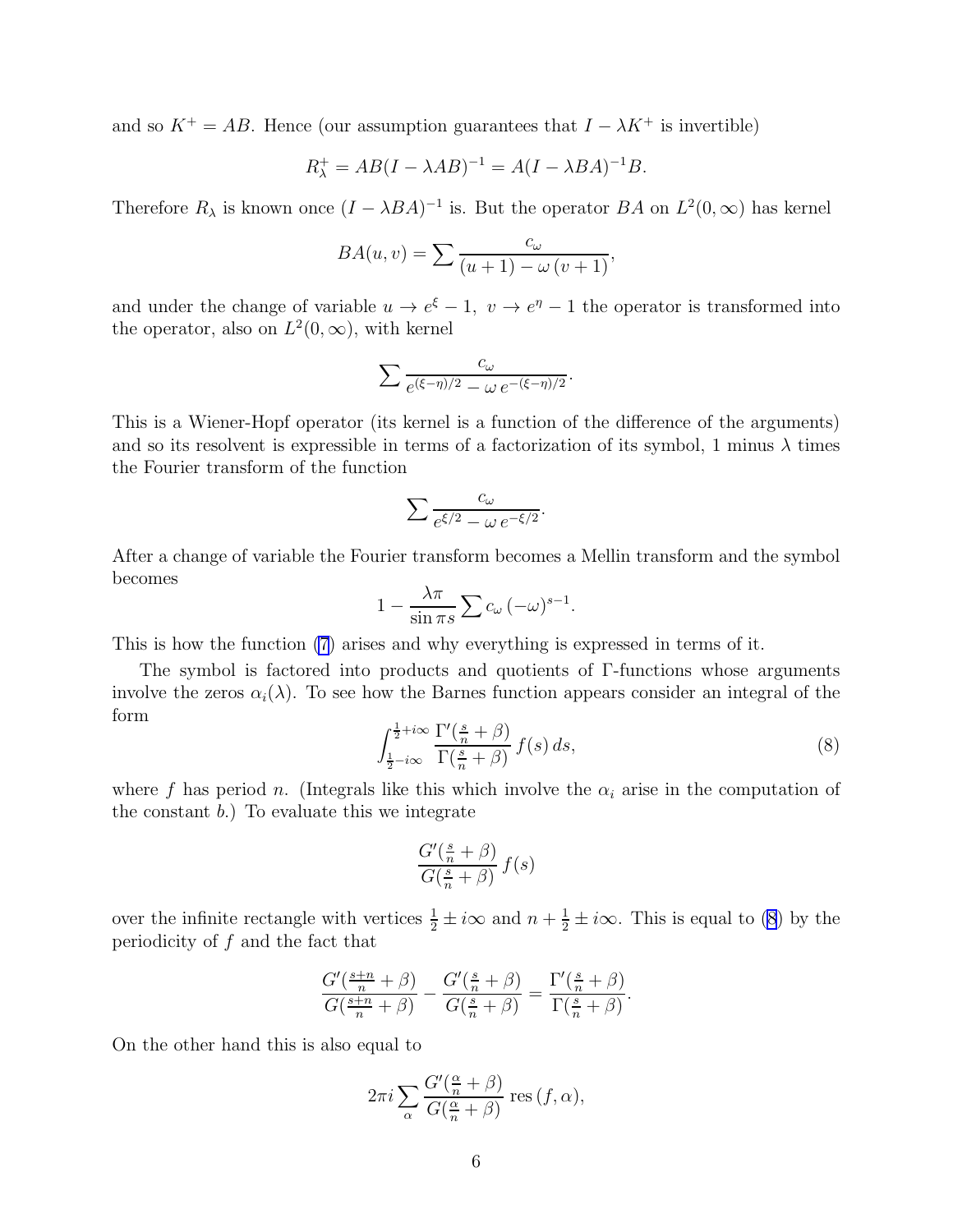and so $K^+ = AB$. Hence (our assumption guarantees that $I - \lambda K^+$ is invertible)

$$R^+_\lambda = AB(I - \lambda AB)^{-1} = A(I - \lambda BA)^{-1}B.$$

Therefore $R_\lambda$ is known once $(I - \lambda BA)^{-1}$ is. But the operator $BA$ on $L^2(0,\infty)$ has kernel

$$BA(u,v) = \sum \frac{c_\omega}{(u+1) - \omega\,(v+1)},$$

and under the change of variable $u \to e^\xi - 1,\ v \to e^\eta - 1$ the operator is transformed into the operator, also on $L^2(0,\infty)$, with kernel

$$\sum \frac{c_\omega}{e^{(\xi-\eta)/2} - \omega\, e^{-(\xi-\eta)/2}}.$$

This is a Wiener-Hopf operator (its kernel is a function of the difference of the arguments) and so its resolvent is expressible in terms of a factorization of its symbol, 1 minus $\lambda$ times the Fourier transform of the function

$$\sum \frac{c_\omega}{e^{\xi/2} - \omega\, e^{-\xi/2}}.$$

After a change of variable the Fourier transform becomes a Mellin transform and the symbol becomes

$$1 - \frac{\lambda\pi}{\sin\pi s} \sum c_\omega\,(-\omega)^{s-1}.$$

This is how the function (7) arises and why everything is expressed in terms of it.

The symbol is factored into products and quotients of Γ-functions whose arguments involve the zeros $\alpha_i(\lambda)$. To see how the Barnes function appears consider an integral of the form

$$\int_{\frac{1}{2}-i\infty}^{\frac{1}{2}+i\infty} \frac{\Gamma'(\frac{s}{n}+\beta)}{\Gamma(\frac{s}{n}+\beta)}\, f(s)\, ds, \tag{8}$$

where $f$ has period $n$. (Integrals like this which involve the $\alpha_i$ arise in the computation of the constant $b$.) To evaluate this we integrate

$$\frac{G'(\frac{s}{n}+\beta)}{G(\frac{s}{n}+\beta)}\, f(s)$$

over the infinite rectangle with vertices $\frac{1}{2} \pm i\infty$ and $n + \frac{1}{2} \pm i\infty$. This is equal to (8) by the periodicity of $f$ and the fact that

$$\frac{G'(\frac{s+n}{n}+\beta)}{G(\frac{s+n}{n}+\beta)} - \frac{G'(\frac{s}{n}+\beta)}{G(\frac{s}{n}+\beta)} = \frac{\Gamma'(\frac{s}{n}+\beta)}{\Gamma(\frac{s}{n}+\beta)}.$$

On the other hand this is also equal to

$$2\pi i \sum_\alpha \frac{G'(\frac{\alpha}{n}+\beta)}{G(\frac{\alpha}{n}+\beta)}\, \mathrm{res}\,(f,\alpha),$$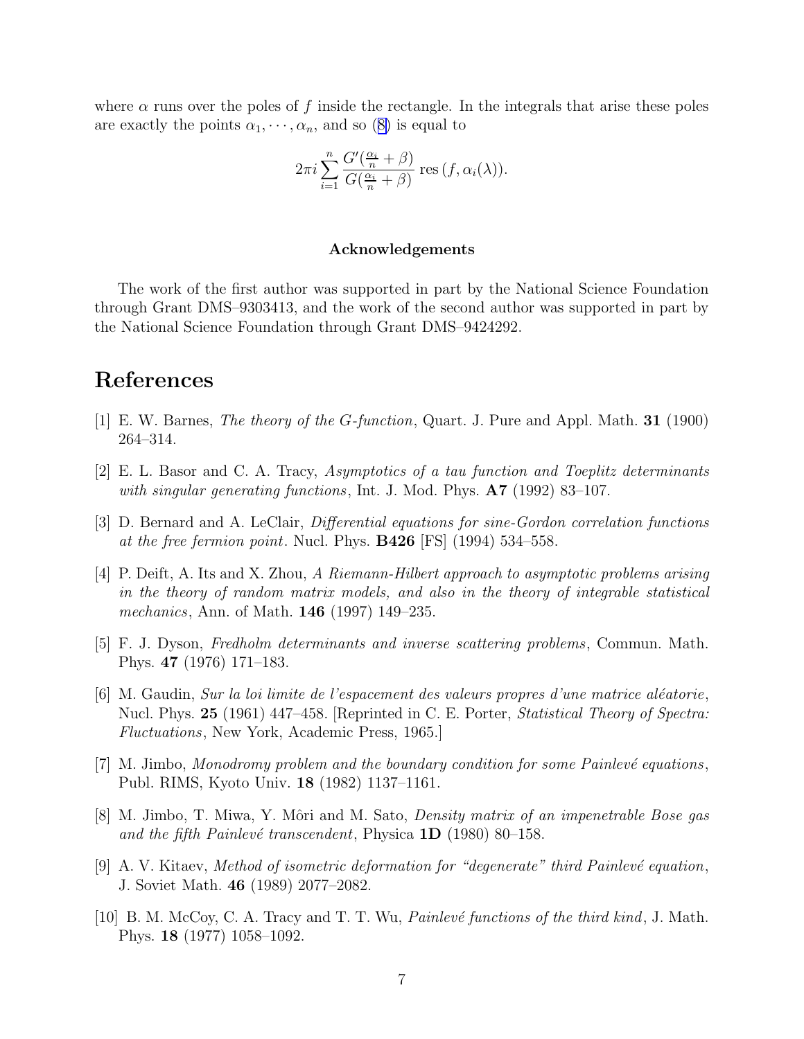where $\alpha$ runs over the poles of $f$ inside the rectangle. In the integrals that arise these poles are exactly the points $\alpha_1, \cdots, \alpha_n$, and so (8) is equal to

$$2\pi i \sum_{i=1}^{n} \frac{G'(\frac{\alpha_i}{n}+\beta)}{G(\frac{\alpha_i}{n}+\beta)} \operatorname{res}(f, \alpha_i(\lambda)).$$

### Acknowledgements

The work of the first author was supported in part by the National Science Foundation through Grant DMS–9303413, and the work of the second author was supported in part by the National Science Foundation through Grant DMS–9424292.

## References

[1] E. W. Barnes, *The theory of the G-function*, Quart. J. Pure and Appl. Math. **31** (1900) 264–314.

[2] E. L. Basor and C. A. Tracy, *Asymptotics of a tau function and Toeplitz determinants with singular generating functions*, Int. J. Mod. Phys. **A7** (1992) 83–107.

[3] D. Bernard and A. LeClair, *Differential equations for sine-Gordon correlation functions at the free fermion point*. Nucl. Phys. **B426** [FS] (1994) 534–558.

[4] P. Deift, A. Its and X. Zhou, *A Riemann-Hilbert approach to asymptotic problems arising in the theory of random matrix models, and also in the theory of integrable statistical mechanics*, Ann. of Math. **146** (1997) 149–235.

[5] F. J. Dyson, *Fredholm determinants and inverse scattering problems*, Commun. Math. Phys. **47** (1976) 171–183.

[6] M. Gaudin, *Sur la loi limite de l'espacement des valeurs propres d'une matrice aléatorie*, Nucl. Phys. **25** (1961) 447–458. [Reprinted in C. E. Porter, *Statistical Theory of Spectra: Fluctuations*, New York, Academic Press, 1965.]

[7] M. Jimbo, *Monodromy problem and the boundary condition for some Painlevé equations*, Publ. RIMS, Kyoto Univ. **18** (1982) 1137–1161.

[8] M. Jimbo, T. Miwa, Y. Môri and M. Sato, *Density matrix of an impenetrable Bose gas and the fifth Painlevé transcendent*, Physica **1D** (1980) 80–158.

[9] A. V. Kitaev, *Method of isometric deformation for "degenerate" third Painlevé equation*, J. Soviet Math. **46** (1989) 2077–2082.

[10] B. M. McCoy, C. A. Tracy and T. T. Wu, *Painlevé functions of the third kind*, J. Math. Phys. **18** (1977) 1058–1092.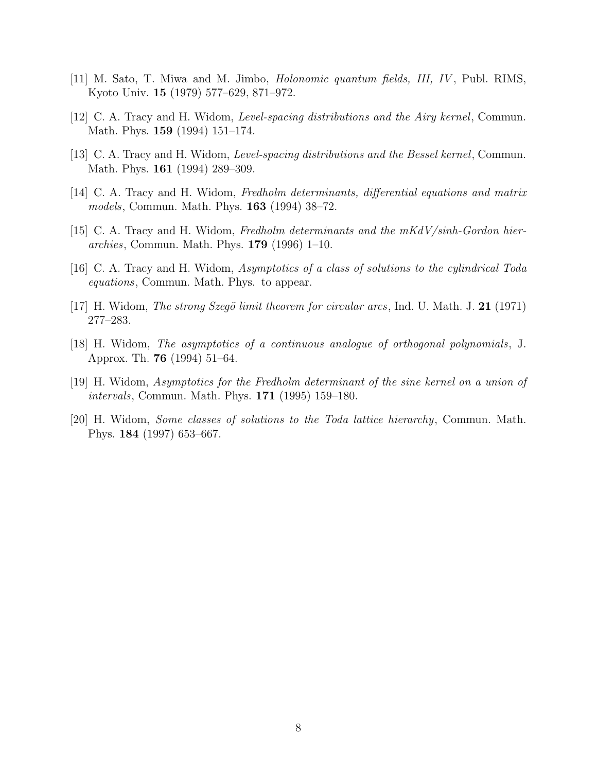[11] M. Sato, T. Miwa and M. Jimbo, *Holonomic quantum fields, III, IV*, Publ. RIMS, Kyoto Univ. **15** (1979) 577–629, 871–972.

[12] C. A. Tracy and H. Widom, *Level-spacing distributions and the Airy kernel*, Commun. Math. Phys. **159** (1994) 151–174.

[13] C. A. Tracy and H. Widom, *Level-spacing distributions and the Bessel kernel*, Commun. Math. Phys. **161** (1994) 289–309.

[14] C. A. Tracy and H. Widom, *Fredholm determinants, differential equations and matrix models*, Commun. Math. Phys. **163** (1994) 38–72.

[15] C. A. Tracy and H. Widom, *Fredholm determinants and the mKdV/sinh-Gordon hierarchies*, Commun. Math. Phys. **179** (1996) 1–10.

[16] C. A. Tracy and H. Widom, *Asymptotics of a class of solutions to the cylindrical Toda equations*, Commun. Math. Phys. to appear.

[17] H. Widom, *The strong Szegö limit theorem for circular arcs*, Ind. U. Math. J. **21** (1971) 277–283.

[18] H. Widom, *The asymptotics of a continuous analogue of orthogonal polynomials*, J. Approx. Th. **76** (1994) 51–64.

[19] H. Widom, *Asymptotics for the Fredholm determinant of the sine kernel on a union of intervals*, Commun. Math. Phys. **171** (1995) 159–180.

[20] H. Widom, *Some classes of solutions to the Toda lattice hierarchy*, Commun. Math. Phys. **184** (1997) 653–667.